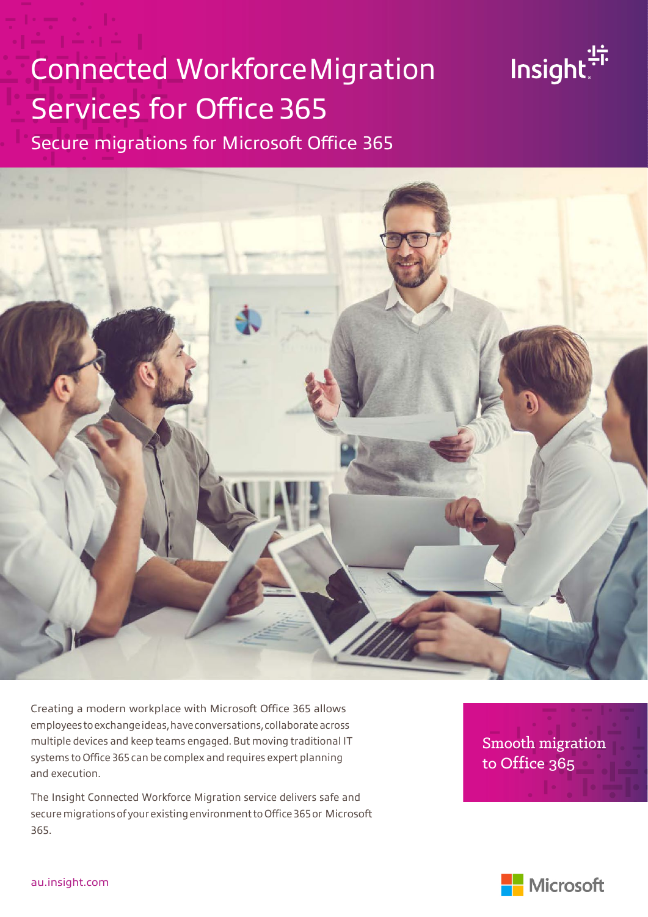# Connected Workforce Migration Services for Office 365

## Secure migrations for Microsoft Office 365

Creating a modern workplace with Microsoft Office 365 allows employees to exchange ideas, have conversations, collaborate across multiple devices and keep teams engaged. But moving traditional IT systems to Office 365 can be complex and requires expert planning and execution.

The Insight Connected Workforce Migration service delivers safe and secure migrations of your existing environment to Office 365 or Microsoft 365.

**Smooth migration to Office 365**

au.insight.com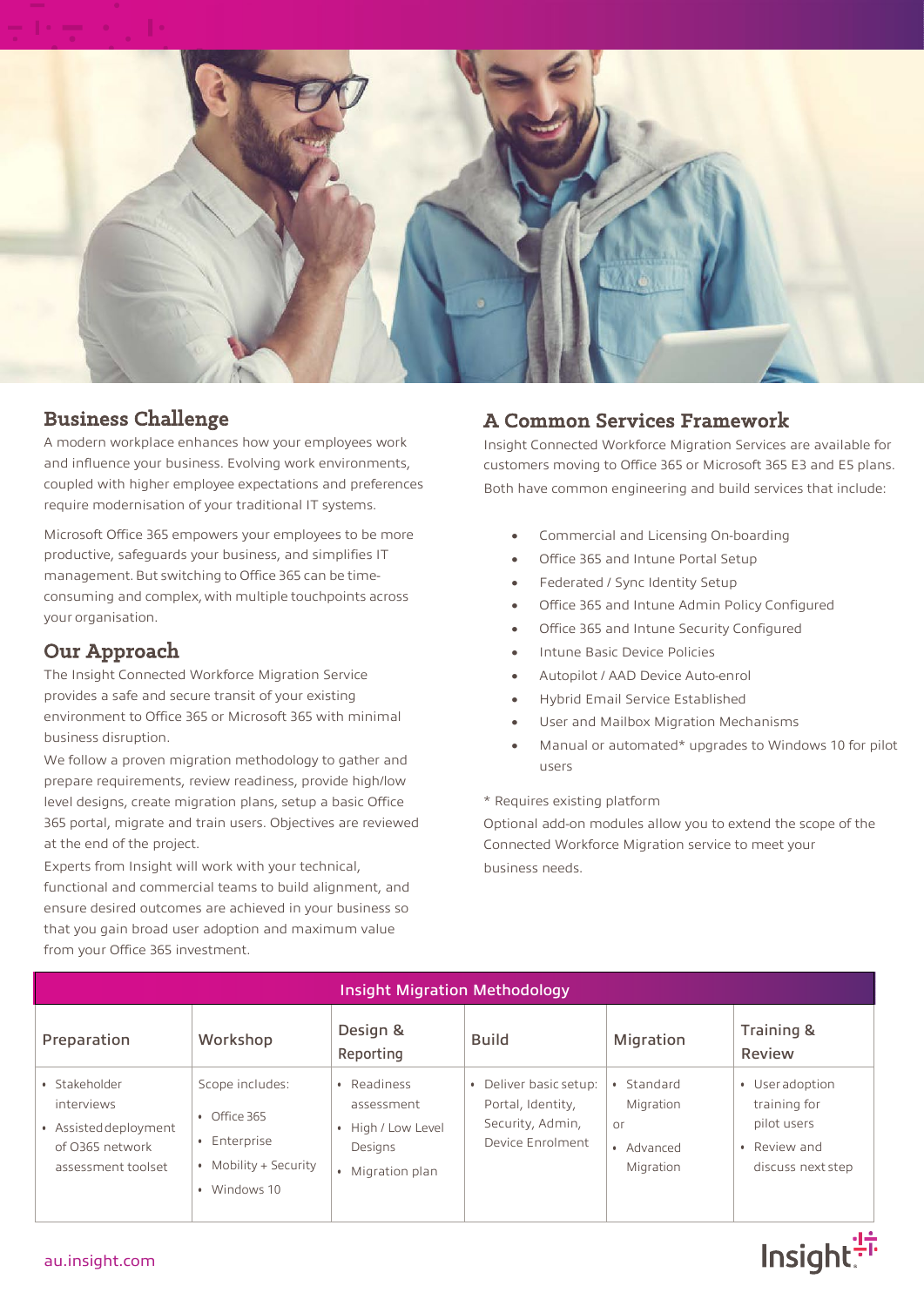## Business Challenge

A modern workplace enhances how your employees work and influence your business. Evolving work environments, coupled with higher employee expectations and preferences require modernisation of your traditional IT systems.

Microsoft Office 365 empowers your employees to be more productive, safeguards your business, and simplifies IT management. But switching to Office 365 can be time-consuming and complex, with multiple touchpoints across your organisation.

## Our Approach

The Insight Connected Workforce Migration Service provides a safe and secure transit of your existing environment to Office 365 or Microsoft 365 with minimal business disruption.

We follow a proven migration methodology to gather and prepare requirements, review readiness, provide high/low level designs, create migration plans, setup a basic Office 365 portal, migrate and train users. Objectives are reviewed at the end of the project.

Experts from Insight will work with your technical, functional and commercial teams to build alignment, and ensure desired outcomes are achieved in your business so that you gain broad user adoption and maximum value from your Office 365 investment.

## A Common Services Framework

Insight Connected Workforce Migration Services are available for customers moving to Office 365 or Microsoft 365 E3 and E5 plans. Both have common engineering and build services that include:

- Commercial and Licensing On-boarding
- Office 365 and Intune Portal Setup
- Federated / Sync Identity Setup
- Office 365 and Intune Admin Policy Configured
- Office 365 and Intune Security Configured
- Intune Basic Device Policies
- Autopilot / AAD Device Auto-enrol
- Hybrid Email Service Established
- User and Mailbox Migration Mechanisms
- Manual or automated* upgrades to Windows 10 for pilot users

* Requires existing platform

Optional add-on modules allow you to extend the scope of the Connected Workforce Migration service to meet your business needs.

**Insight Migration Methodology**

| Preparation | Workshop | Design & Reporting | Build | Migration | Training & Review |
|---|---|---|---|---|---|
| • Stakeholder interviews<br>• Assisted deployment of O365 network assessment toolset | Scope includes:<br>• Office 365<br>• Enterprise<br>• Mobility + Security<br>• Windows 10 | • Readiness assessment<br>• High / Low Level Designs<br>• Migration plan | • Deliver basic setup: Portal, Identity, Security, Admin, Device Enrolment | • Standard Migration<br>or<br>• Advanced Migration | • User adoption training for pilot users<br>• Review and discuss next step |

au.insight.com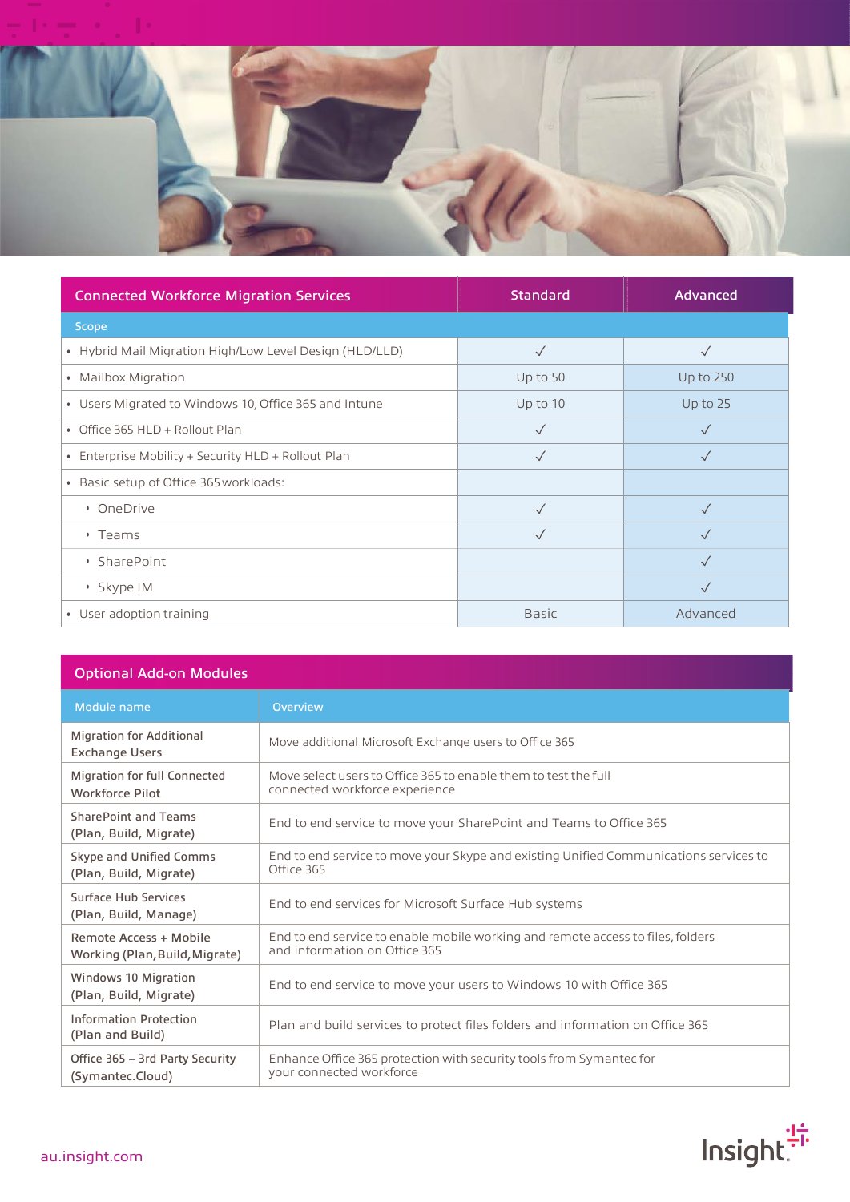| Connected Workforce Migration Services | Standard | Advanced |
|---|---|---|
| **Scope** | | |
| • Hybrid Mail Migration High/Low Level Design (HLD/LLD) | ✓ | ✓ |
| • Mailbox Migration | Up to 50 | Up to 250 |
| • Users Migrated to Windows 10, Office 365 and Intune | Up to 10 | Up to 25 |
| • Office 365 HLD + Rollout Plan | ✓ | ✓ |
| • Enterprise Mobility + Security HLD + Rollout Plan | ✓ | ✓ |
| • Basic setup of Office 365 workloads: | | |
| &nbsp;&nbsp;• OneDrive | ✓ | ✓ |
| &nbsp;&nbsp;• Teams | ✓ | ✓ |
| &nbsp;&nbsp;• SharePoint | | ✓ |
| &nbsp;&nbsp;• Skype IM | | ✓ |
| • User adoption training | Basic | Advanced |

## Optional Add-on Modules

| Module name | Overview |
|---|---|
| Migration for Additional Exchange Users | Move additional Microsoft Exchange users to Office 365 |
| Migration for full Connected Workforce Pilot | Move select users to Office 365 to enable them to test the full connected workforce experience |
| SharePoint and Teams (Plan, Build, Migrate) | End to end service to move your SharePoint and Teams to Office 365 |
| Skype and Unified Comms (Plan, Build, Migrate) | End to end service to move your Skype and existing Unified Communications services to Office 365 |
| Surface Hub Services (Plan, Build, Manage) | End to end services for Microsoft Surface Hub systems |
| Remote Access + Mobile Working (Plan, Build, Migrate) | End to end service to enable mobile working and remote access to files, folders and information on Office 365 |
| Windows 10 Migration (Plan, Build, Migrate) | End to end service to move your users to Windows 10 with Office 365 |
| Information Protection (Plan and Build) | Plan and build services to protect files folders and information on Office 365 |
| Office 365 – 3rd Party Security (Symantec.Cloud) | Enhance Office 365 protection with security tools from Symantec for your connected workforce |

au.insight.com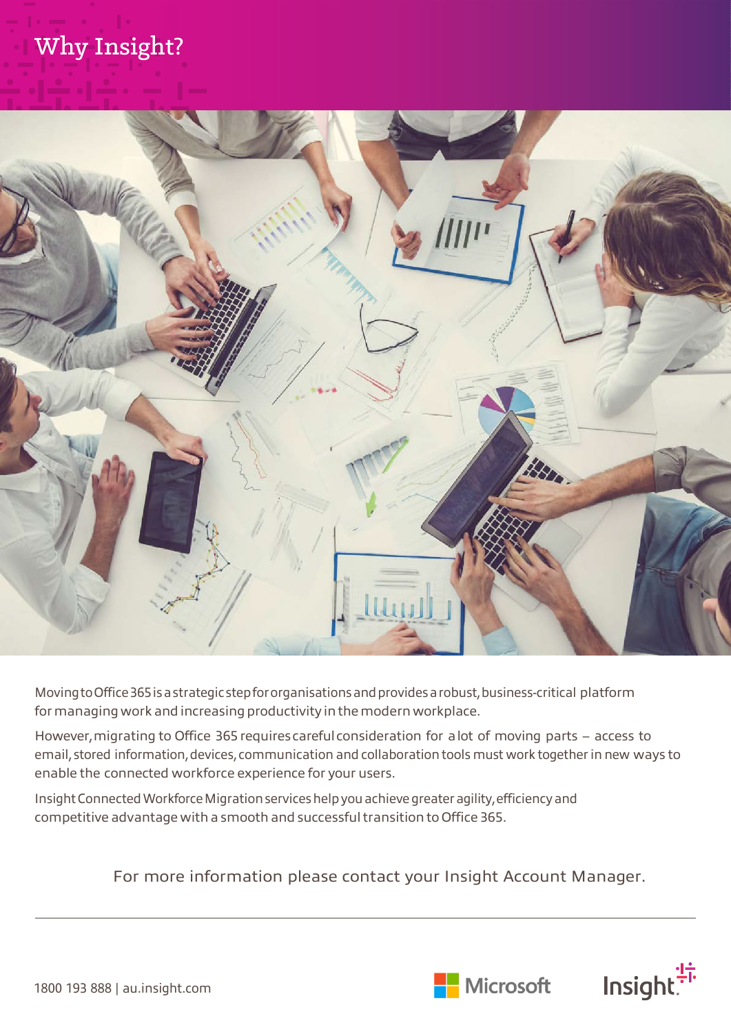# Why Insight?

Moving to Office 365 is a strategic step for organisations and provides a robust, business-critical platform for managing work and increasing productivity in the modern workplace.

However, migrating to Office 365 requires careful consideration for a lot of moving parts – access to email, stored information, devices, communication and collaboration tools must work together in new ways to enable the connected workforce experience for your users.

Insight Connected Workforce Migration services help you achieve greater agility, efficiency and competitive advantage with a smooth and successful transition to Office 365.

For more information please contact your Insight Account Manager.

1800 193 888 | au.insight.com

Microsoft

Insight.